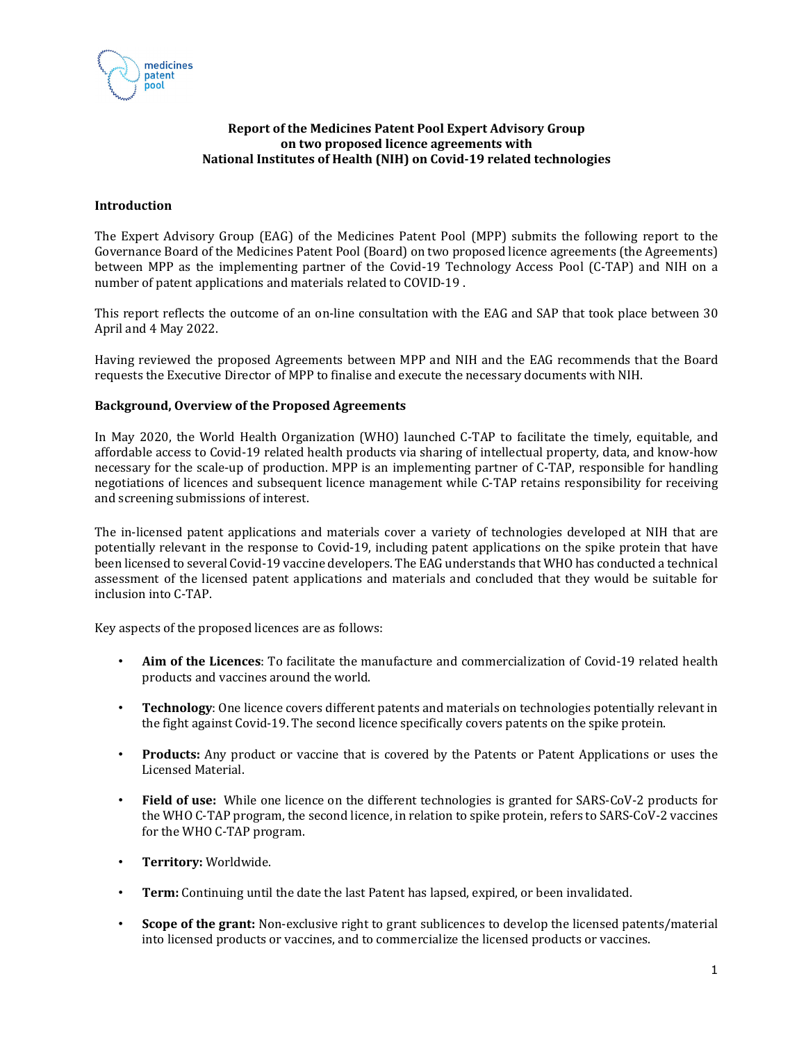**Report of the Medicines Patent Pool Expert Advisory Group on two proposed licence agreements with National Institutes of Health (NIH) on Covid-19 related technologies**

**Introduction**

The Expert Advisory Group (EAG) of the Medicines Patent Pool (MPP) submits the following report to the Governance Board of the Medicines Patent Pool (Board) on two proposed licence agreements (the Agreements) between MPP as the implementing partner of the Covid-19 Technology Access Pool (C-TAP) and NIH on a number of patent applications and materials related to COVID-19 .

This report reflects the outcome of an on-line consultation with the EAG and SAP that took place between 30 April and 4 May 2022.

Having reviewed the proposed Agreements between MPP and NIH and the EAG recommends that the Board requests the Executive Director of MPP to finalise and execute the necessary documents with NIH.

**Background, Overview of the Proposed Agreements**

In May 2020, the World Health Organization (WHO) launched C-TAP to facilitate the timely, equitable, and affordable access to Covid-19 related health products via sharing of intellectual property, data, and know-how necessary for the scale-up of production. MPP is an implementing partner of C-TAP, responsible for handling negotiations of licences and subsequent licence management while C-TAP retains responsibility for receiving and screening submissions of interest.

The in-licensed patent applications and materials cover a variety of technologies developed at NIH that are potentially relevant in the response to Covid-19, including patent applications on the spike protein that have been licensed to several Covid-19 vaccine developers. The EAG understands that WHO has conducted a technical assessment of the licensed patent applications and materials and concluded that they would be suitable for inclusion into C-TAP.

Key aspects of the proposed licences are as follows:

- **Aim of the Licences**: To facilitate the manufacture and commercialization of Covid-19 related health products and vaccines around the world.
- **Technology**: One licence covers different patents and materials on technologies potentially relevant in the fight against Covid-19. The second licence specifically covers patents on the spike protein.
- **Products:** Any product or vaccine that is covered by the Patents or Patent Applications or uses the Licensed Material.
- **Field of use:** While one licence on the different technologies is granted for SARS-CoV-2 products for the WHO C-TAP program, the second licence, in relation to spike protein, refers to SARS-CoV-2 vaccines for the WHO C-TAP program.
- **Territory:** Worldwide.
- **Term:** Continuing until the date the last Patent has lapsed, expired, or been invalidated.
- **Scope of the grant:** Non-exclusive right to grant sublicences to develop the licensed patents/material into licensed products or vaccines, and to commercialize the licensed products or vaccines.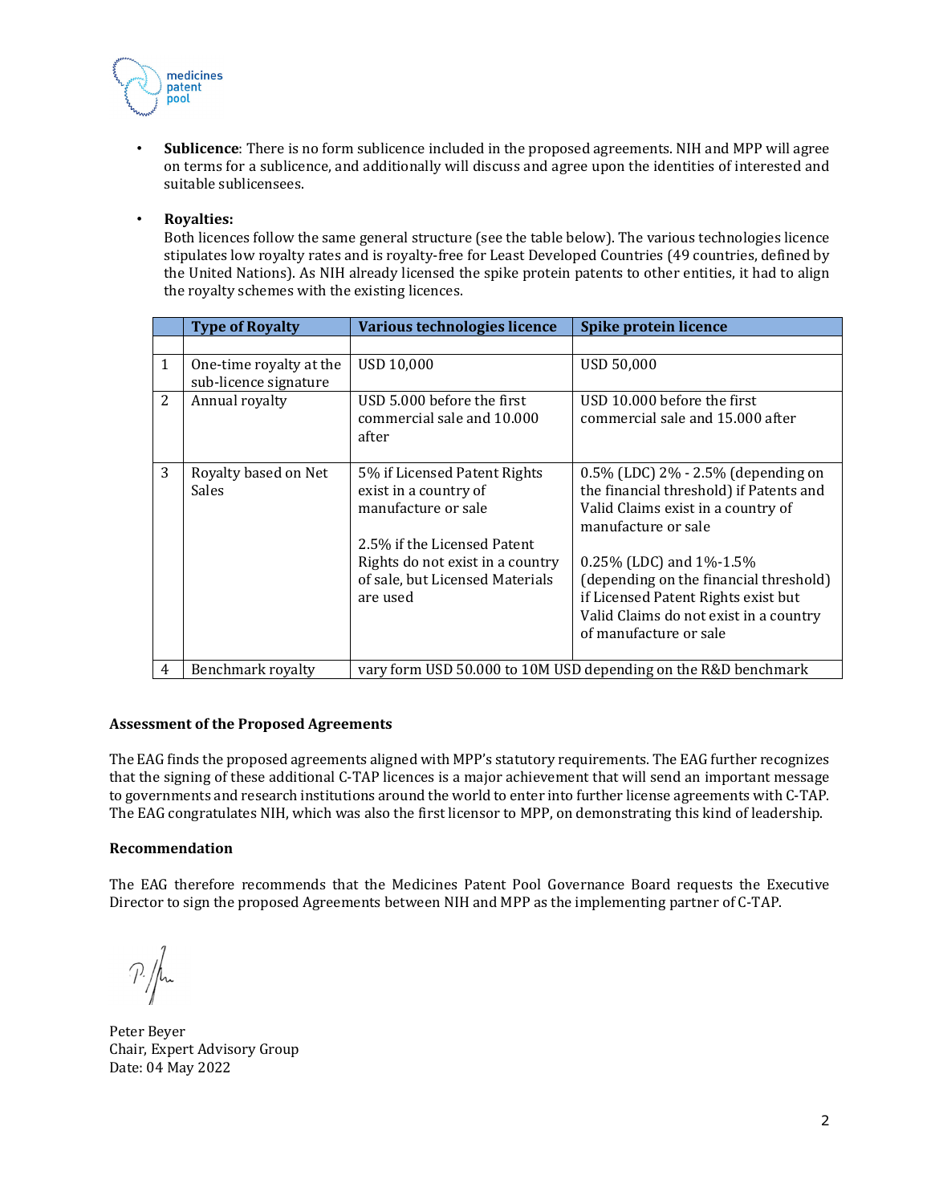- **Sublicence**: There is no form sublicence included in the proposed agreements. NIH and MPP will agree on terms for a sublicence, and additionally will discuss and agree upon the identities of interested and suitable sublicensees.

- **Royalties:**
  Both licences follow the same general structure (see the table below). The various technologies licence stipulates low royalty rates and is royalty-free for Least Developed Countries (49 countries, defined by the United Nations). As NIH already licensed the spike protein patents to other entities, it had to align the royalty schemes with the existing licences.

| | Type of Royalty | Various technologies licence | Spike protein licence |
|---|---|---|---|
| | | | |
| 1 | One-time royalty at the sub-licence signature | USD 10,000 | USD 50,000 |
| 2 | Annual royalty | USD 5.000 before the first commercial sale and 10.000 after | USD 10.000 before the first commercial sale and 15.000 after |
| 3 | Royalty based on Net Sales | 5% if Licensed Patent Rights exist in a country of manufacture or sale<br><br>2.5% if the Licensed Patent Rights do not exist in a country of sale, but Licensed Materials are used | 0.5% (LDC) 2% - 2.5% (depending on the financial threshold) if Patents and Valid Claims exist in a country of manufacture or sale<br><br>0.25% (LDC) and 1%-1.5% (depending on the financial threshold) if Licensed Patent Rights exist but Valid Claims do not exist in a country of manufacture or sale |
| 4 | Benchmark royalty | vary form USD 50.000 to 10M USD depending on the R&D benchmark | |

**Assessment of the Proposed Agreements**

The EAG finds the proposed agreements aligned with MPP's statutory requirements. The EAG further recognizes that the signing of these additional C-TAP licences is a major achievement that will send an important message to governments and research institutions around the world to enter into further license agreements with C-TAP. The EAG congratulates NIH, which was also the first licensor to MPP, on demonstrating this kind of leadership.

**Recommendation**

The EAG therefore recommends that the Medicines Patent Pool Governance Board requests the Executive Director to sign the proposed Agreements between NIH and MPP as the implementing partner of C-TAP.

Peter Beyer
Chair, Expert Advisory Group
Date: 04 May 2022